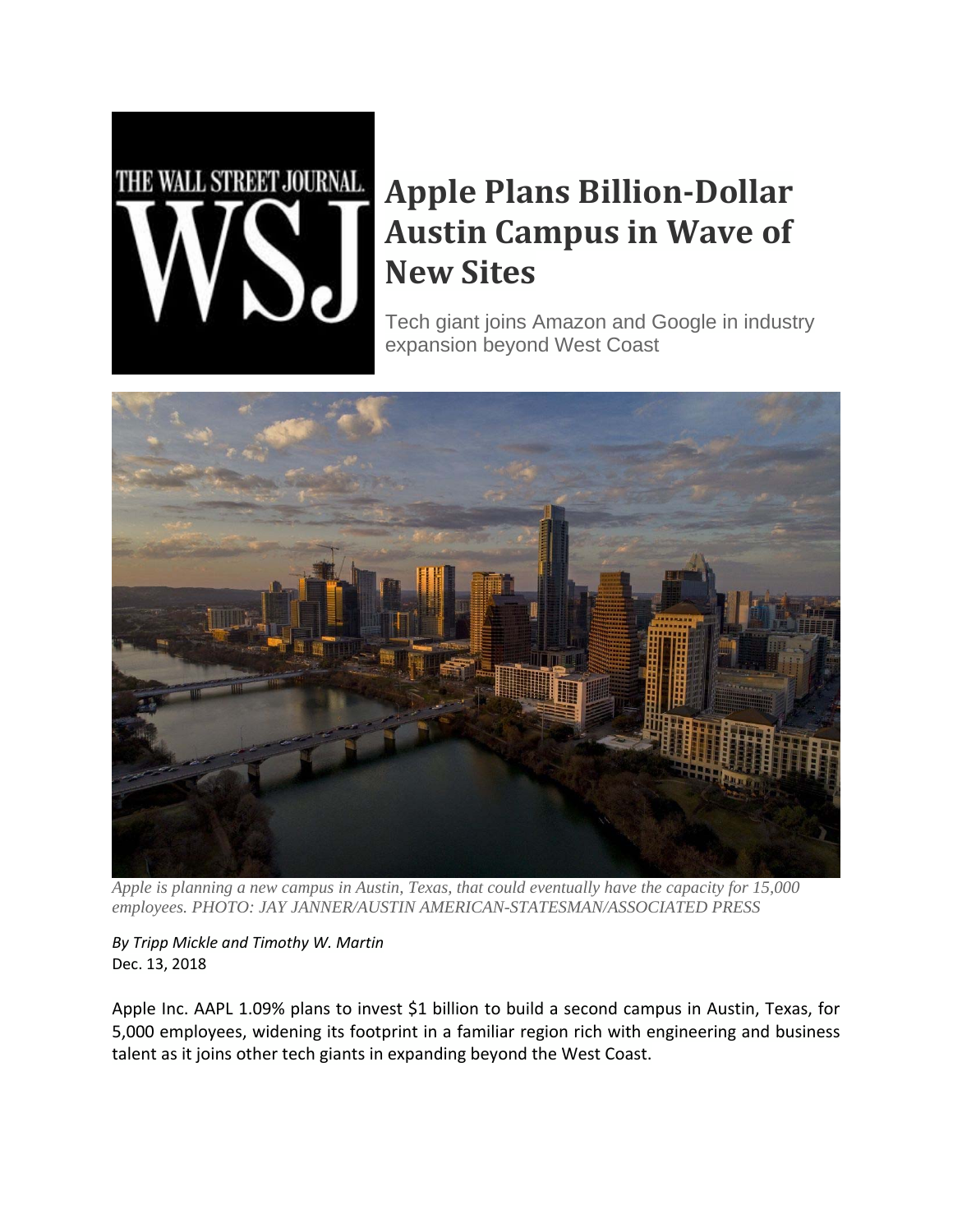# Apple Plans Billion-Dollar Austin Campus in Wave of New Sites

Tech giant joins Amazon and Google in industry expansion beyond West Coast

*Apple is planning a new campus in Austin, Texas, that could eventually have the capacity for 15,000 employees. PHOTO: JAY JANNER/AUSTIN AMERICAN-STATESMAN/ASSOCIATED PRESS*

*By Tripp Mickle and Timothy W. Martin*
Dec. 13, 2018

Apple Inc. AAPL 1.09% plans to invest $1 billion to build a second campus in Austin, Texas, for 5,000 employees, widening its footprint in a familiar region rich with engineering and business talent as it joins other tech giants in expanding beyond the West Coast.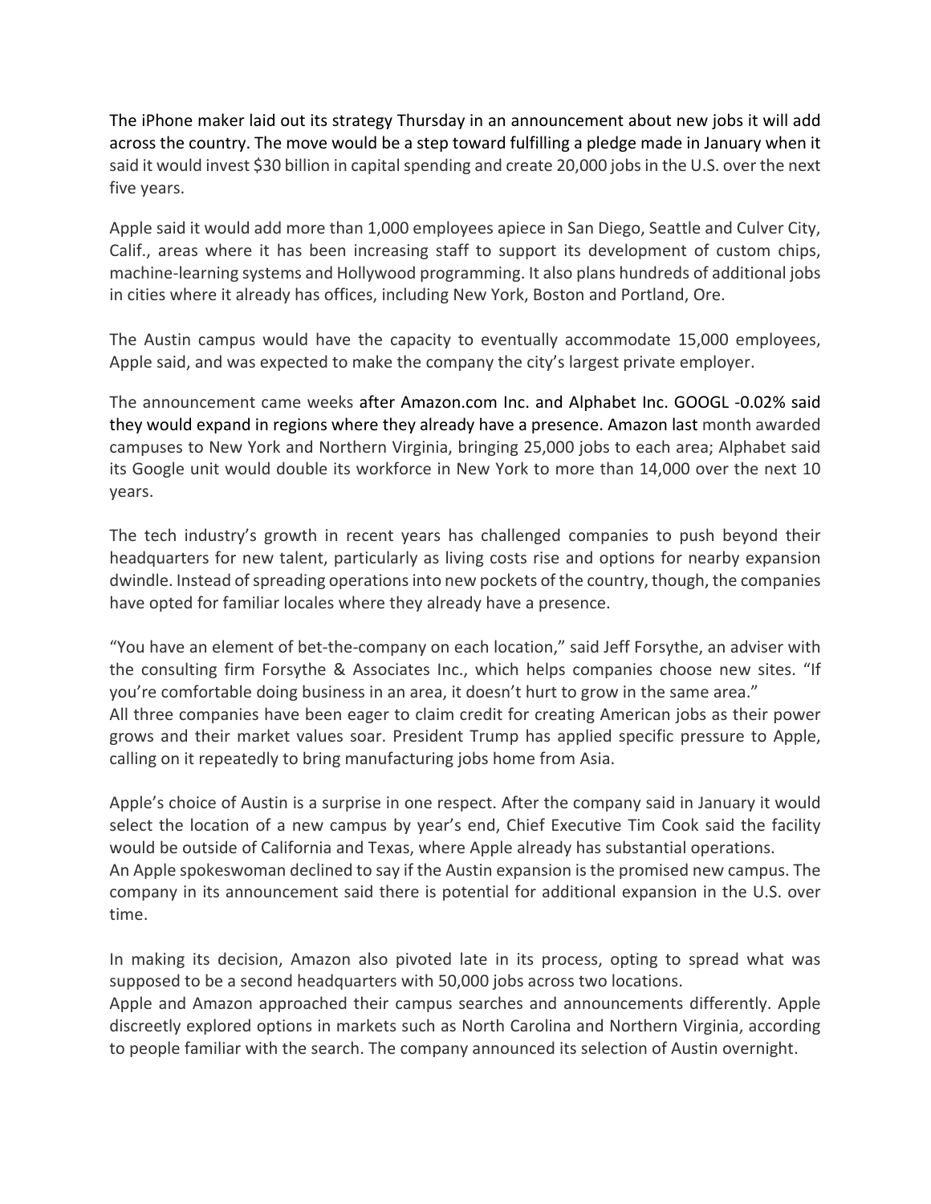The iPhone maker laid out its strategy Thursday in an announcement about new jobs it will add across the country. The move would be a step toward fulfilling a pledge made in January when it said it would invest $30 billion in capital spending and create 20,000 jobs in the U.S. over the next five years.

Apple said it would add more than 1,000 employees apiece in San Diego, Seattle and Culver City, Calif., areas where it has been increasing staff to support its development of custom chips, machine-learning systems and Hollywood programming. It also plans hundreds of additional jobs in cities where it already has offices, including New York, Boston and Portland, Ore.

The Austin campus would have the capacity to eventually accommodate 15,000 employees, Apple said, and was expected to make the company the city's largest private employer.

The announcement came weeks after Amazon.com Inc. and Alphabet Inc. GOOGL -0.02% said they would expand in regions where they already have a presence. Amazon last month awarded campuses to New York and Northern Virginia, bringing 25,000 jobs to each area; Alphabet said its Google unit would double its workforce in New York to more than 14,000 over the next 10 years.

The tech industry's growth in recent years has challenged companies to push beyond their headquarters for new talent, particularly as living costs rise and options for nearby expansion dwindle. Instead of spreading operations into new pockets of the country, though, the companies have opted for familiar locales where they already have a presence.

"You have an element of bet-the-company on each location," said Jeff Forsythe, an adviser with the consulting firm Forsythe & Associates Inc., which helps companies choose new sites. "If you're comfortable doing business in an area, it doesn't hurt to grow in the same area."

All three companies have been eager to claim credit for creating American jobs as their power grows and their market values soar. President Trump has applied specific pressure to Apple, calling on it repeatedly to bring manufacturing jobs home from Asia.

Apple's choice of Austin is a surprise in one respect. After the company said in January it would select the location of a new campus by year's end, Chief Executive Tim Cook said the facility would be outside of California and Texas, where Apple already has substantial operations.

An Apple spokeswoman declined to say if the Austin expansion is the promised new campus. The company in its announcement said there is potential for additional expansion in the U.S. over time.

In making its decision, Amazon also pivoted late in its process, opting to spread what was supposed to be a second headquarters with 50,000 jobs across two locations.

Apple and Amazon approached their campus searches and announcements differently. Apple discreetly explored options in markets such as North Carolina and Northern Virginia, according to people familiar with the search. The company announced its selection of Austin overnight.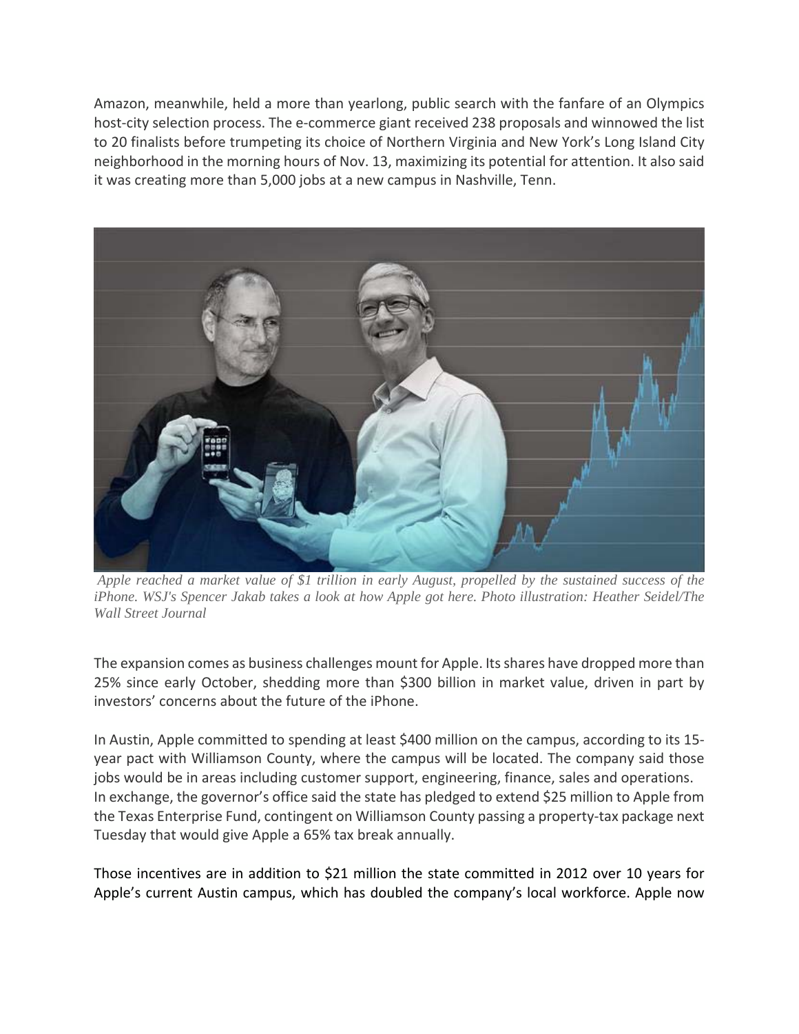Amazon, meanwhile, held a more than yearlong, public search with the fanfare of an Olympics host-city selection process. The e-commerce giant received 238 proposals and winnowed the list to 20 finalists before trumpeting its choice of Northern Virginia and New York's Long Island City neighborhood in the morning hours of Nov. 13, maximizing its potential for attention. It also said it was creating more than 5,000 jobs at a new campus in Nashville, Tenn.

*Apple reached a market value of $1 trillion in early August, propelled by the sustained success of the iPhone. WSJ's Spencer Jakab takes a look at how Apple got here. Photo illustration: Heather Seidel/The Wall Street Journal*

The expansion comes as business challenges mount for Apple. Its shares have dropped more than 25% since early October, shedding more than $300 billion in market value, driven in part by investors' concerns about the future of the iPhone.

In Austin, Apple committed to spending at least $400 million on the campus, according to its 15-year pact with Williamson County, where the campus will be located. The company said those jobs would be in areas including customer support, engineering, finance, sales and operations.
In exchange, the governor's office said the state has pledged to extend $25 million to Apple from the Texas Enterprise Fund, contingent on Williamson County passing a property-tax package next Tuesday that would give Apple a 65% tax break annually.

Those incentives are in addition to $21 million the state committed in 2012 over 10 years for Apple's current Austin campus, which has doubled the company's local workforce. Apple now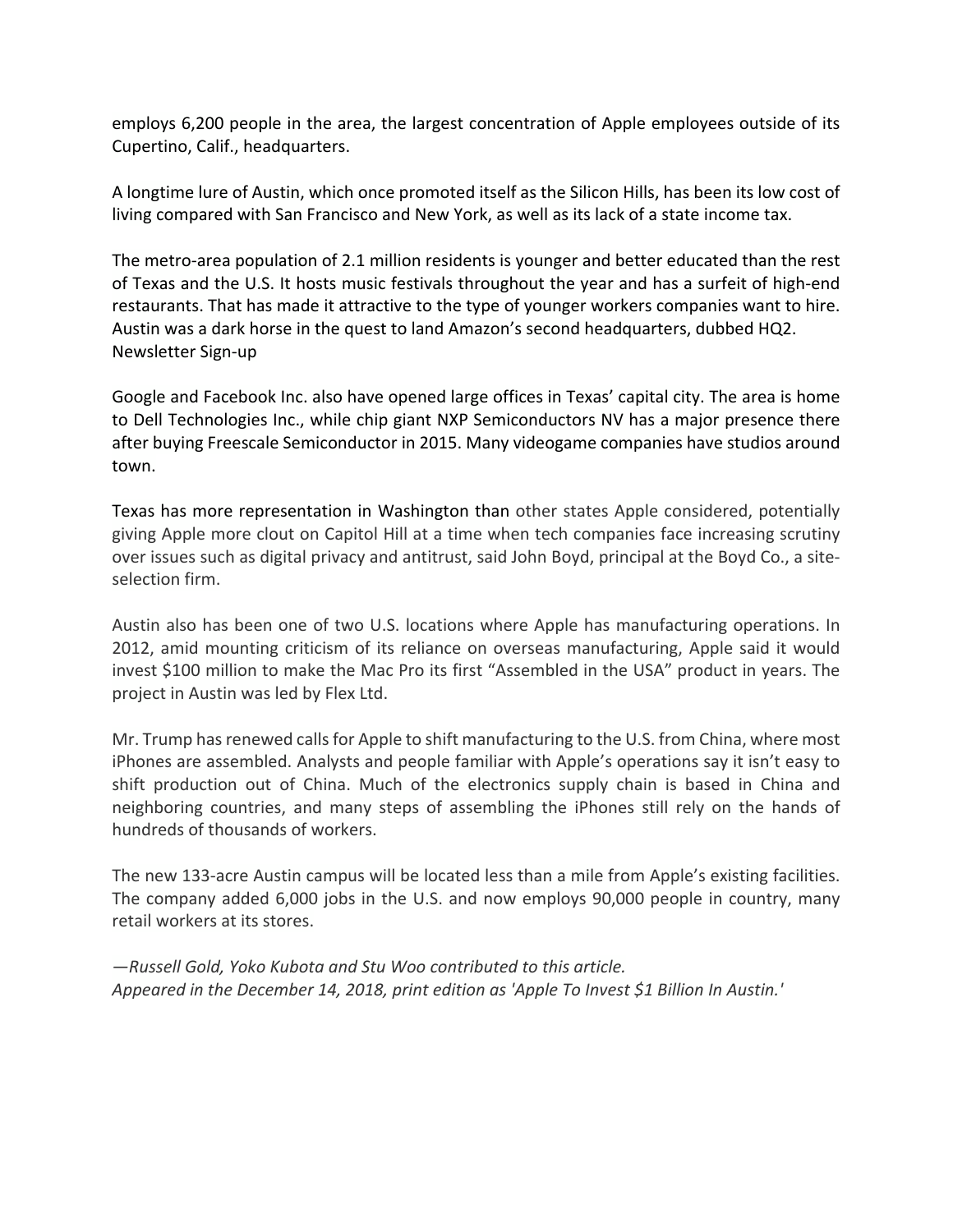employs 6,200 people in the area, the largest concentration of Apple employees outside of its Cupertino, Calif., headquarters.

A longtime lure of Austin, which once promoted itself as the Silicon Hills, has been its low cost of living compared with San Francisco and New York, as well as its lack of a state income tax.

The metro-area population of 2.1 million residents is younger and better educated than the rest of Texas and the U.S. It hosts music festivals throughout the year and has a surfeit of high-end restaurants. That has made it attractive to the type of younger workers companies want to hire. Austin was a dark horse in the quest to land Amazon's second headquarters, dubbed HQ2.
Newsletter Sign-up

Google and Facebook Inc. also have opened large offices in Texas' capital city. The area is home to Dell Technologies Inc., while chip giant NXP Semiconductors NV has a major presence there after buying Freescale Semiconductor in 2015. Many videogame companies have studios around town.

Texas has more representation in Washington than other states Apple considered, potentially giving Apple more clout on Capitol Hill at a time when tech companies face increasing scrutiny over issues such as digital privacy and antitrust, said John Boyd, principal at the Boyd Co., a site-selection firm.

Austin also has been one of two U.S. locations where Apple has manufacturing operations. In 2012, amid mounting criticism of its reliance on overseas manufacturing, Apple said it would invest $100 million to make the Mac Pro its first "Assembled in the USA" product in years. The project in Austin was led by Flex Ltd.

Mr. Trump has renewed calls for Apple to shift manufacturing to the U.S. from China, where most iPhones are assembled. Analysts and people familiar with Apple's operations say it isn't easy to shift production out of China. Much of the electronics supply chain is based in China and neighboring countries, and many steps of assembling the iPhones still rely on the hands of hundreds of thousands of workers.

The new 133-acre Austin campus will be located less than a mile from Apple's existing facilities. The company added 6,000 jobs in the U.S. and now employs 90,000 people in country, many retail workers at its stores.

*—Russell Gold, Yoko Kubota and Stu Woo contributed to this article.*
*Appeared in the December 14, 2018, print edition as 'Apple To Invest $1 Billion In Austin.'*